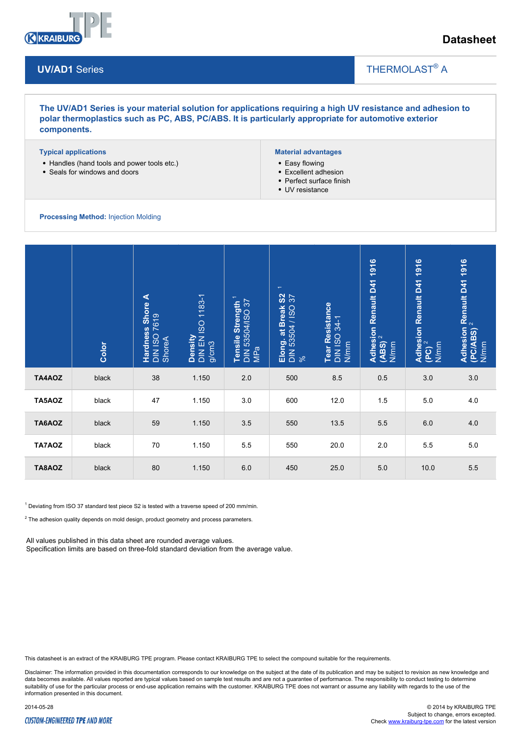Datasheet

## UV/AD1 Series

THERMOLAST® A

**The UV/AD1 Series is your material solution for applications requiring a high UV resistance and adhesion to polar thermoplastics such as PC, ABS, PC/ABS. It is particularly appropriate for automotive exterior components.**

**Typical applications**

- Handles (hand tools and power tools etc.)
- Seals for windows and doors

**Material advantages**

- Easy flowing
- Excellent adhesion
- Perfect surface finish
- UV resistance

**Processing Method:** Injection Molding

| | Color | Hardness Shore A DIN ISO 7619 ShoreA | Density DIN EN ISO 1183-1 g/cm3 | Tensile Strength [1] DIN 53504/ISO 37 MPa | Elong. at Break S2 [1] DIN 53504 / ISO 37 % | Tear Resistance DIN ISO 34-1 N/mm | Adhesion Renault D41 1916 (ABS) [2] N/mm | Adhesion Renault D41 1916 (PC) [2] N/mm | Adhesion Renault D41 1916 (PC/ABS) [2] N/mm |
|---|---|---|---|---|---|---|---|---|---|
| **TA4AOZ** | black | 38 | 1.150 | 2.0 | 500 | 8.5 | 0.5 | 3.0 | 3.0 |
| **TA5AOZ** | black | 47 | 1.150 | 3.0 | 600 | 12.0 | 1.5 | 5.0 | 4.0 |
| **TA6AOZ** | black | 59 | 1.150 | 3.5 | 550 | 13.5 | 5.5 | 6.0 | 4.0 |
| **TA7AOZ** | black | 70 | 1.150 | 5.5 | 550 | 20.0 | 2.0 | 5.5 | 5.0 |
| **TA8AOZ** | black | 80 | 1.150 | 6.0 | 450 | 25.0 | 5.0 | 10.0 | 5.5 |

[1] Deviating from ISO 37 standard test piece S2 is tested with a traverse speed of 200 mm/min.

[2] The adhesion quality depends on mold design, product geometry and process parameters.

All values published in this data sheet are rounded average values.
Specification limits are based on three-fold standard deviation from the average value.

This datasheet is an extract of the KRAIBURG TPE program. Please contact KRAIBURG TPE to select the compound suitable for the requirements.

Disclaimer: The information provided in this documentation corresponds to our knowledge on the subject at the date of its publication and may be subject to revision as new knowledge and data becomes available. All values reported are typical values based on sample test results and are not a guarantee of performance. The responsibility to conduct testing to determine suitability of use for the particular process or end-use application remains with the customer. KRAIBURG TPE does not warrant or assume any liability with regards to the use of the information presented in this document.

2014-05-28

© 2014 by KRAIBURG TPE
Subject to change, errors excepted.
Check www.kraiburg-tpe.com for the latest version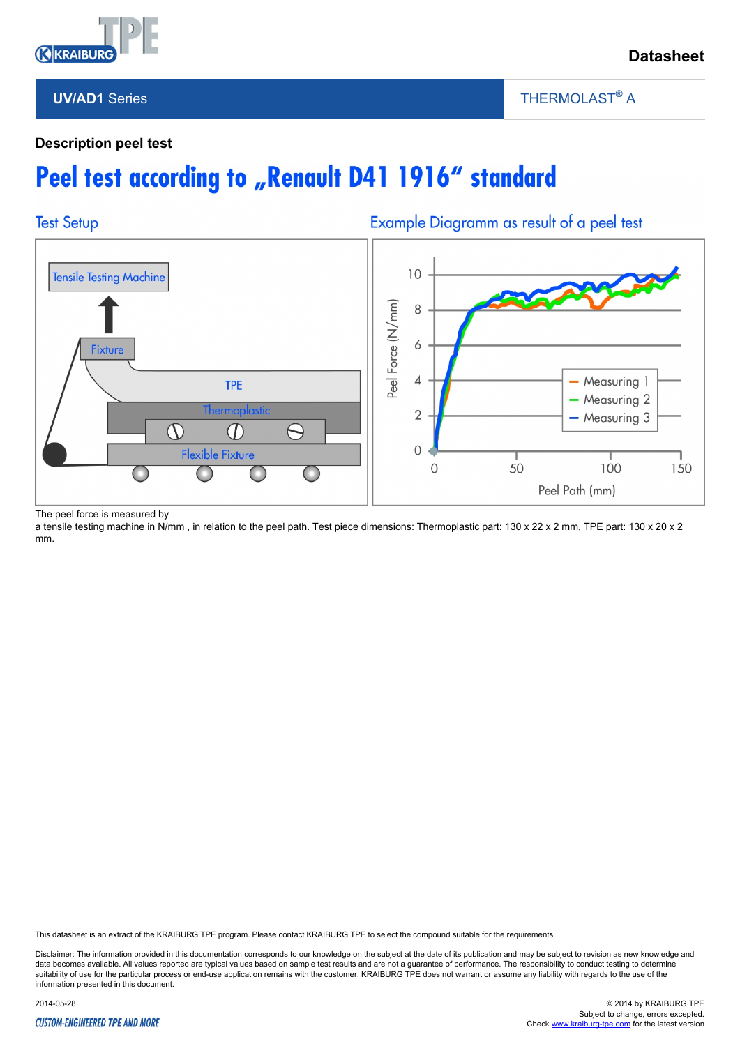Datasheet

**UV/AD1** Series | THERMOLAST® A

### Description peel test

# Peel test according to „Renault D41 1916“ standard

## Test Setup

Tensile Testing Machine

Fixture

TPE

Thermoplastic

Flexible Fixture

## Example Diagramm as result of a peel test

Peel Force (N/mm)

10
8
6
4
2
0

0
50
100
150

Peel Path (mm)

Measuring 1
Measuring 2
Measuring 3

The peel force is measured by
a tensile testing machine in N/mm , in relation to the peel path. Test piece dimensions: Thermoplastic part: 130 x 22 x 2 mm, TPE part: 130 x 20 x 2 mm.

This datasheet is an extract of the KRAIBURG TPE program. Please contact KRAIBURG TPE to select the compound suitable for the requirements.

Disclaimer: The information provided in this documentation corresponds to our knowledge on the subject at the date of its publication and may be subject to revision as new knowledge and data becomes available. All values reported are typical values based on sample test results and are not a guarantee of performance. The responsibility to conduct testing to determine suitability of use for the particular process or end-use application remains with the customer. KRAIBURG TPE does not warrant or assume any liability with regards to the use of the information presented in this document.

2014-05-28

© 2014 by KRAIBURG TPE
Subject to change, errors excepted.
Check www.kraiburg-tpe.com for the latest version

CUSTOM-ENGINEERED TPE AND MORE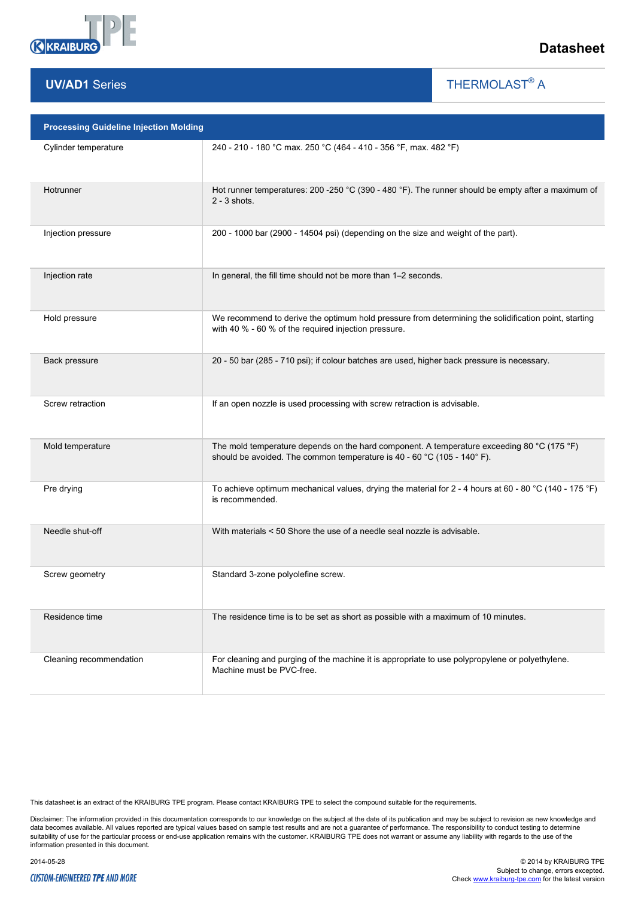Datasheet

## UV/AD1 Series

THERMOLAST® A

| Processing Guideline Injection Molding | |
|---|---|
| Cylinder temperature | 240 - 210 - 180 °C max. 250 °C (464 - 410 - 356 °F, max. 482 °F) |
| Hotrunner | Hot runner temperatures: 200 -250 °C (390 - 480 °F). The runner should be empty after a maximum of 2 - 3 shots. |
| Injection pressure | 200 - 1000 bar (2900 - 14504 psi) (depending on the size and weight of the part). |
| Injection rate | In general, the fill time should not be more than 1–2 seconds. |
| Hold pressure | We recommend to derive the optimum hold pressure from determining the solidification point, starting with 40 % - 60 % of the required injection pressure. |
| Back pressure | 20 - 50 bar (285 - 710 psi); if colour batches are used, higher back pressure is necessary. |
| Screw retraction | If an open nozzle is used processing with screw retraction is advisable. |
| Mold temperature | The mold temperature depends on the hard component. A temperature exceeding 80 °C (175 °F) should be avoided. The common temperature is 40 - 60 °C (105 - 140° F). |
| Pre drying | To achieve optimum mechanical values, drying the material for 2 - 4 hours at 60 - 80 °C (140 - 175 °F) is recommended. |
| Needle shut-off | With materials < 50 Shore the use of a needle seal nozzle is advisable. |
| Screw geometry | Standard 3-zone polyolefine screw. |
| Residence time | The residence time is to be set as short as possible with a maximum of 10 minutes. |
| Cleaning recommendation | For cleaning and purging of the machine it is appropriate to use polypropylene or polyethylene. Machine must be PVC-free. |

This datasheet is an extract of the KRAIBURG TPE program. Please contact KRAIBURG TPE to select the compound suitable for the requirements.

Disclaimer: The information provided in this documentation corresponds to our knowledge on the subject at the date of its publication and may be subject to revision as new knowledge and data becomes available. All values reported are typical values based on sample test results and are not a guarantee of performance. The responsibility to conduct testing to determine suitability of use for the particular process or end-use application remains with the customer. KRAIBURG TPE does not warrant or assume any liability with regards to the use of the information presented in this document.

2014-05-28

© 2014 by KRAIBURG TPE
Subject to change, errors excepted.
Check www.kraiburg-tpe.com for the latest version

CUSTOM-ENGINEERED TPE AND MORE